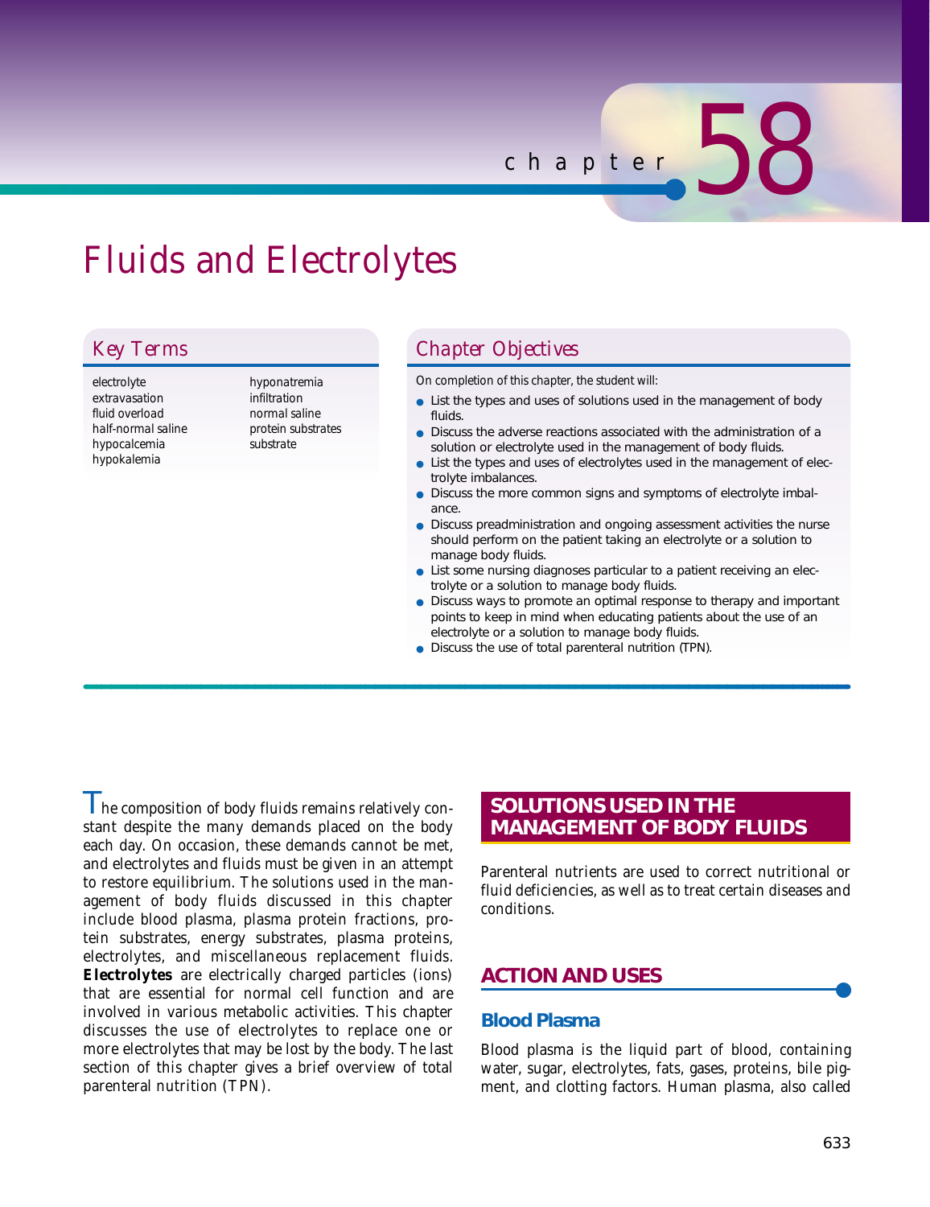# chapter 58

# Fluids and Electrolytes

## Key Terms

electrolyte
extravasation
fluid overload
half-normal saline
hypocalcemia
hypokalemia
hyponatremia
infiltration
normal saline
protein substrates
substrate

## Chapter Objectives

On completion of this chapter, the student will:

- List the types and uses of solutions used in the management of body fluids.
- Discuss the adverse reactions associated with the administration of a solution or electrolyte used in the management of body fluids.
- List the types and uses of electrolytes used in the management of electrolyte imbalances.
- Discuss the more common signs and symptoms of electrolyte imbalance.
- Discuss preadministration and ongoing assessment activities the nurse should perform on the patient taking an electrolyte or a solution to manage body fluids.
- List some nursing diagnoses particular to a patient receiving an electrolyte or a solution to manage body fluids.
- Discuss ways to promote an optimal response to therapy and important points to keep in mind when educating patients about the use of an electrolyte or a solution to manage body fluids.
- Discuss the use of total parenteral nutrition (TPN).

The composition of body fluids remains relatively constant despite the many demands placed on the body each day. On occasion, these demands cannot be met, and electrolytes and fluids must be given in an attempt to restore equilibrium. The solutions used in the management of body fluids discussed in this chapter include blood plasma, plasma protein fractions, protein substrates, energy substrates, plasma proteins, electrolytes, and miscellaneous replacement fluids. **Electrolytes** are electrically charged particles (ions) that are essential for normal cell function and are involved in various metabolic activities. This chapter discusses the use of electrolytes to replace one or more electrolytes that may be lost by the body. The last section of this chapter gives a brief overview of total parenteral nutrition (TPN).

## SOLUTIONS USED IN THE MANAGEMENT OF BODY FLUIDS

Parenteral nutrients are used to correct nutritional or fluid deficiencies, as well as to treat certain diseases and conditions.

## ACTION AND USES

### Blood Plasma

Blood plasma is the liquid part of blood, containing water, sugar, electrolytes, fats, gases, proteins, bile pigment, and clotting factors. Human plasma, also called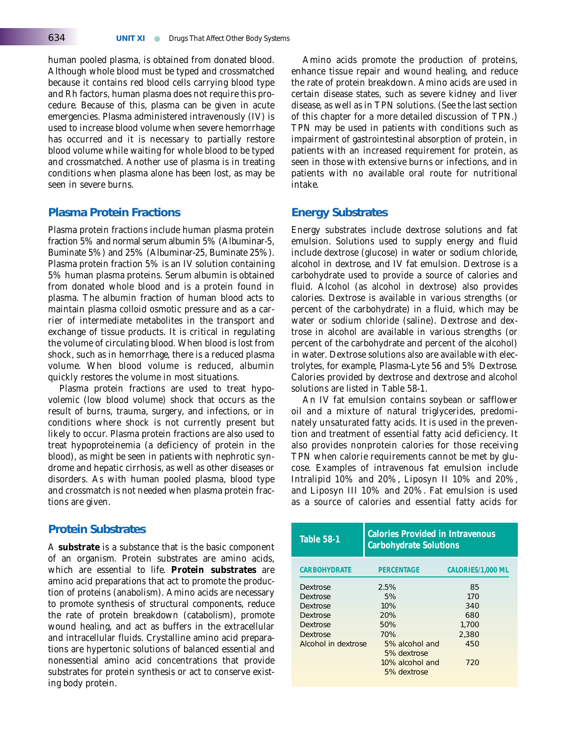human pooled plasma, is obtained from donated blood. Although whole blood must be typed and crossmatched because it contains red blood cells carrying blood type and Rh factors, human plasma does not require this procedure. Because of this, plasma can be given in acute emergencies. Plasma administered intravenously (IV) is used to increase blood volume when severe hemorrhage has occurred and it is necessary to partially restore blood volume while waiting for whole blood to be typed and crossmatched. Another use of plasma is in treating conditions when plasma alone has been lost, as may be seen in severe burns.

## Plasma Protein Fractions

Plasma protein fractions include human plasma protein fraction 5% and normal serum albumin 5% (Albuminar-5, Buminate 5%) and 25% (Albuminar-25, Buminate 25%). Plasma protein fraction 5% is an IV solution containing 5% human plasma proteins. Serum albumin is obtained from donated whole blood and is a protein found in plasma. The albumin fraction of human blood acts to maintain plasma colloid osmotic pressure and as a carrier of intermediate metabolites in the transport and exchange of tissue products. It is critical in regulating the volume of circulating blood. When blood is lost from shock, such as in hemorrhage, there is a reduced plasma volume. When blood volume is reduced, albumin quickly restores the volume in most situations.

Plasma protein fractions are used to treat hypovolemic (low blood volume) shock that occurs as the result of burns, trauma, surgery, and infections, or in conditions where shock is not currently present but likely to occur. Plasma protein fractions are also used to treat hypoproteinemia (a deficiency of protein in the blood), as might be seen in patients with nephrotic syndrome and hepatic cirrhosis, as well as other diseases or disorders. As with human pooled plasma, blood type and crossmatch is not needed when plasma protein fractions are given.

## Protein Substrates

A **substrate** is a substance that is the basic component of an organism. Protein substrates are amino acids, which are essential to life. **Protein substrates** are amino acid preparations that act to promote the production of proteins (anabolism). Amino acids are necessary to promote synthesis of structural components, reduce the rate of protein breakdown (catabolism), promote wound healing, and act as buffers in the extracellular and intracellular fluids. Crystalline amino acid preparations are hypertonic solutions of balanced essential and nonessential amino acid concentrations that provide substrates for protein synthesis or act to conserve existing body protein.

Amino acids promote the production of proteins, enhance tissue repair and wound healing, and reduce the rate of protein breakdown. Amino acids are used in certain disease states, such as severe kidney and liver disease, as well as in TPN solutions. (See the last section of this chapter for a more detailed discussion of TPN.) TPN may be used in patients with conditions such as impairment of gastrointestinal absorption of protein, in patients with an increased requirement for protein, as seen in those with extensive burns or infections, and in patients with no available oral route for nutritional intake.

## Energy Substrates

Energy substrates include dextrose solutions and fat emulsion. Solutions used to supply energy and fluid include dextrose (glucose) in water or sodium chloride, alcohol in dextrose, and IV fat emulsion. Dextrose is a carbohydrate used to provide a source of calories and fluid. Alcohol (as alcohol in dextrose) also provides calories. Dextrose is available in various strengths (or percent of the carbohydrate) in a fluid, which may be water or sodium chloride (saline). Dextrose and dextrose in alcohol are available in various strengths (or percent of the carbohydrate and percent of the alcohol) in water. Dextrose solutions also are available with electrolytes, for example, Plasma-Lyte 56 and 5% Dextrose. Calories provided by dextrose and dextrose and alcohol solutions are listed in Table 58-1.

An IV fat emulsion contains soybean or safflower oil and a mixture of natural triglycerides, predominately unsaturated fatty acids. It is used in the prevention and treatment of essential fatty acid deficiency. It also provides nonprotein calories for those receiving TPN when calorie requirements cannot be met by glucose. Examples of intravenous fat emulsion include Intralipid 10% and 20%, Liposyn II 10% and 20%, and Liposyn III 10% and 20%. Fat emulsion is used as a source of calories and essential fatty acids for

**Table 58-1 Calories Provided in Intravenous Carbohydrate Solutions**

| CARBOHYDRATE | PERCENTAGE | CALORIES/1,000 ML |
|---|---|---|
| Dextrose | 2.5% | 85 |
| Dextrose | 5% | 170 |
| Dextrose | 10% | 340 |
| Dextrose | 20% | 680 |
| Dextrose | 50% | 1,700 |
| Dextrose | 70% | 2,380 |
| Alcohol in dextrose | 5% alcohol and 5% dextrose | 450 |
| | 10% alcohol and 5% dextrose | 720 |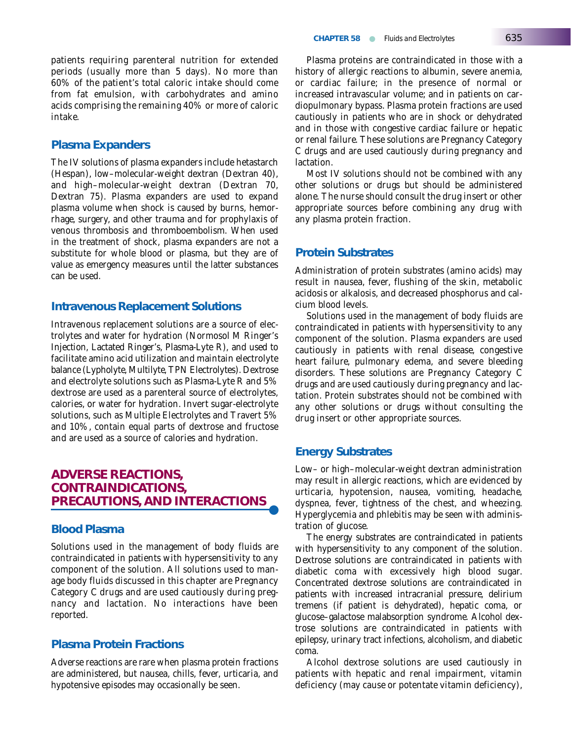patients requiring parenteral nutrition for extended periods (usually more than 5 days). No more than 60% of the patient's total caloric intake should come from fat emulsion, with carbohydrates and amino acids comprising the remaining 40% or more of caloric intake.

### Plasma Expanders

The IV solutions of plasma expanders include hetastarch (Hespan), low–molecular-weight dextran (Dextran 40), and high–molecular-weight dextran (Dextran 70, Dextran 75). Plasma expanders are used to expand plasma volume when shock is caused by burns, hemorrhage, surgery, and other trauma and for prophylaxis of venous thrombosis and thromboembolism. When used in the treatment of shock, plasma expanders are not a substitute for whole blood or plasma, but they are of value as emergency measures until the latter substances can be used.

### Intravenous Replacement Solutions

Intravenous replacement solutions are a source of electrolytes and water for hydration (Normosol M Ringer's Injection, Lactated Ringer's, Plasma-Lyte R), and used to facilitate amino acid utilization and maintain electrolyte balance (Lypholyte, Multilyte, TPN Electrolytes). Dextrose and electrolyte solutions such as Plasma-Lyte R and 5% dextrose are used as a parenteral source of electrolytes, calories, or water for hydration. Invert sugar-electrolyte solutions, such as Multiple Electrolytes and Travert 5% and 10%, contain equal parts of dextrose and fructose and are used as a source of calories and hydration.

## ADVERSE REACTIONS, CONTRAINDICATIONS, PRECAUTIONS, AND INTERACTIONS

### Blood Plasma

Solutions used in the management of body fluids are contraindicated in patients with hypersensitivity to any component of the solution. All solutions used to manage body fluids discussed in this chapter are Pregnancy Category C drugs and are used cautiously during pregnancy and lactation. No interactions have been reported.

### Plasma Protein Fractions

Adverse reactions are rare when plasma protein fractions are administered, but nausea, chills, fever, urticaria, and hypotensive episodes may occasionally be seen.

Plasma proteins are contraindicated in those with a history of allergic reactions to albumin, severe anemia, or cardiac failure; in the presence of normal or increased intravascular volume; and in patients on cardiopulmonary bypass. Plasma protein fractions are used cautiously in patients who are in shock or dehydrated and in those with congestive cardiac failure or hepatic or renal failure. These solutions are Pregnancy Category C drugs and are used cautiously during pregnancy and lactation.

Most IV solutions should not be combined with any other solutions or drugs but should be administered alone. The nurse should consult the drug insert or other appropriate sources before combining any drug with any plasma protein fraction.

### Protein Substrates

Administration of protein substrates (amino acids) may result in nausea, fever, flushing of the skin, metabolic acidosis or alkalosis, and decreased phosphorus and calcium blood levels.

Solutions used in the management of body fluids are contraindicated in patients with hypersensitivity to any component of the solution. Plasma expanders are used cautiously in patients with renal disease, congestive heart failure, pulmonary edema, and severe bleeding disorders. These solutions are Pregnancy Category C drugs and are used cautiously during pregnancy and lactation. Protein substrates should not be combined with any other solutions or drugs without consulting the drug insert or other appropriate sources.

### Energy Substrates

Low– or high–molecular-weight dextran administration may result in allergic reactions, which are evidenced by urticaria, hypotension, nausea, vomiting, headache, dyspnea, fever, tightness of the chest, and wheezing. Hyperglycemia and phlebitis may be seen with administration of glucose.

The energy substrates are contraindicated in patients with hypersensitivity to any component of the solution. Dextrose solutions are contraindicated in patients with diabetic coma with excessively high blood sugar. Concentrated dextrose solutions are contraindicated in patients with increased intracranial pressure, delirium tremens (if patient is dehydrated), hepatic coma, or glucose–galactose malabsorption syndrome. Alcohol dextrose solutions are contraindicated in patients with epilepsy, urinary tract infections, alcoholism, and diabetic coma.

Alcohol dextrose solutions are used cautiously in patients with hepatic and renal impairment, vitamin deficiency (may cause or potentate vitamin deficiency),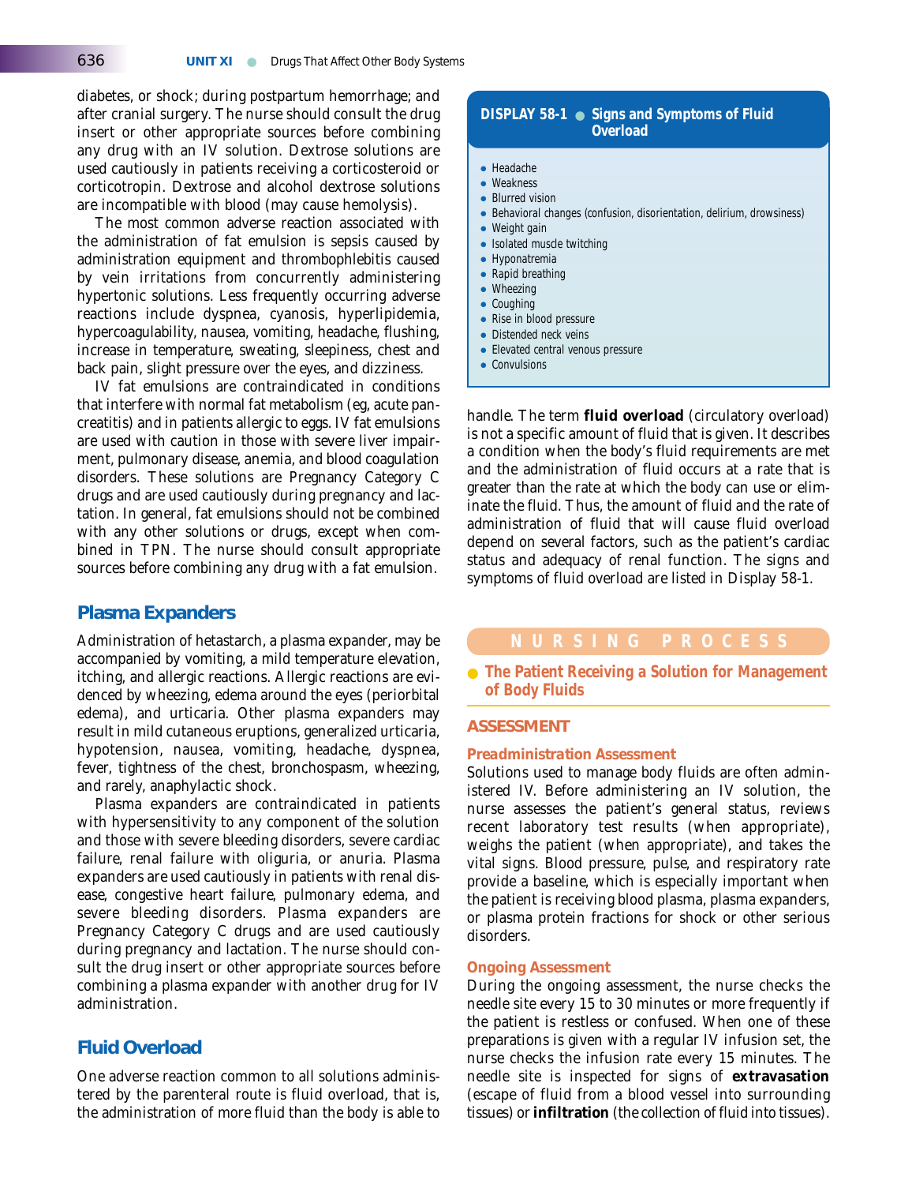diabetes, or shock; during postpartum hemorrhage; and after cranial surgery. The nurse should consult the drug insert or other appropriate sources before combining any drug with an IV solution. Dextrose solutions are used cautiously in patients receiving a corticosteroid or corticotropin. Dextrose and alcohol dextrose solutions are incompatible with blood (may cause hemolysis).

The most common adverse reaction associated with the administration of fat emulsion is sepsis caused by administration equipment and thrombophlebitis caused by vein irritations from concurrently administering hypertonic solutions. Less frequently occurring adverse reactions include dyspnea, cyanosis, hyperlipidemia, hypercoagulability, nausea, vomiting, headache, flushing, increase in temperature, sweating, sleepiness, chest and back pain, slight pressure over the eyes, and dizziness.

IV fat emulsions are contraindicated in conditions that interfere with normal fat metabolism (eg, acute pancreatitis) and in patients allergic to eggs. IV fat emulsions are used with caution in those with severe liver impairment, pulmonary disease, anemia, and blood coagulation disorders. These solutions are Pregnancy Category C drugs and are used cautiously during pregnancy and lactation. In general, fat emulsions should not be combined with any other solutions or drugs, except when combined in TPN. The nurse should consult appropriate sources before combining any drug with a fat emulsion.

## Plasma Expanders

Administration of hetastarch, a plasma expander, may be accompanied by vomiting, a mild temperature elevation, itching, and allergic reactions. Allergic reactions are evidenced by wheezing, edema around the eyes (periorbital edema), and urticaria. Other plasma expanders may result in mild cutaneous eruptions, generalized urticaria, hypotension, nausea, vomiting, headache, dyspnea, fever, tightness of the chest, bronchospasm, wheezing, and rarely, anaphylactic shock.

Plasma expanders are contraindicated in patients with hypersensitivity to any component of the solution and those with severe bleeding disorders, severe cardiac failure, renal failure with oliguria, or anuria. Plasma expanders are used cautiously in patients with renal disease, congestive heart failure, pulmonary edema, and severe bleeding disorders. Plasma expanders are Pregnancy Category C drugs and are used cautiously during pregnancy and lactation. The nurse should consult the drug insert or other appropriate sources before combining a plasma expander with another drug for IV administration.

## Fluid Overload

One adverse reaction common to all solutions administered by the parenteral route is fluid overload, that is, the administration of more fluid than the body is able to handle. The term **fluid overload** (circulatory overload) is not a specific amount of fluid that is given. It describes a condition when the body's fluid requirements are met and the administration of fluid occurs at a rate that is greater than the rate at which the body can use or eliminate the fluid. Thus, the amount of fluid and the rate of administration of fluid that will cause fluid overload depend on several factors, such as the patient's cardiac status and adequacy of renal function. The signs and symptoms of fluid overload are listed in Display 58-1.

**DISPLAY 58-1 ● Signs and Symptoms of Fluid Overload**

- Headache
- Weakness
- Blurred vision
- Behavioral changes (confusion, disorientation, delirium, drowsiness)
- Weight gain
- Isolated muscle twitching
- Hyponatremia
- Rapid breathing
- Wheezing
- Coughing
- Rise in blood pressure
- Distended neck veins
- Elevated central venous pressure
- Convulsions

## NURSING PROCESS

### The Patient Receiving a Solution for Management of Body Fluids

## ASSESSMENT

### Preadministration Assessment

Solutions used to manage body fluids are often administered IV. Before administering an IV solution, the nurse assesses the patient's general status, reviews recent laboratory test results (when appropriate), weighs the patient (when appropriate), and takes the vital signs. Blood pressure, pulse, and respiratory rate provide a baseline, which is especially important when the patient is receiving blood plasma, plasma expanders, or plasma protein fractions for shock or other serious disorders.

### Ongoing Assessment

During the ongoing assessment, the nurse checks the needle site every 15 to 30 minutes or more frequently if the patient is restless or confused. When one of these preparations is given with a regular IV infusion set, the nurse checks the infusion rate every 15 minutes. The needle site is inspected for signs of **extravasation** (escape of fluid from a blood vessel into surrounding tissues) or **infiltration** (the collection of fluid into tissues).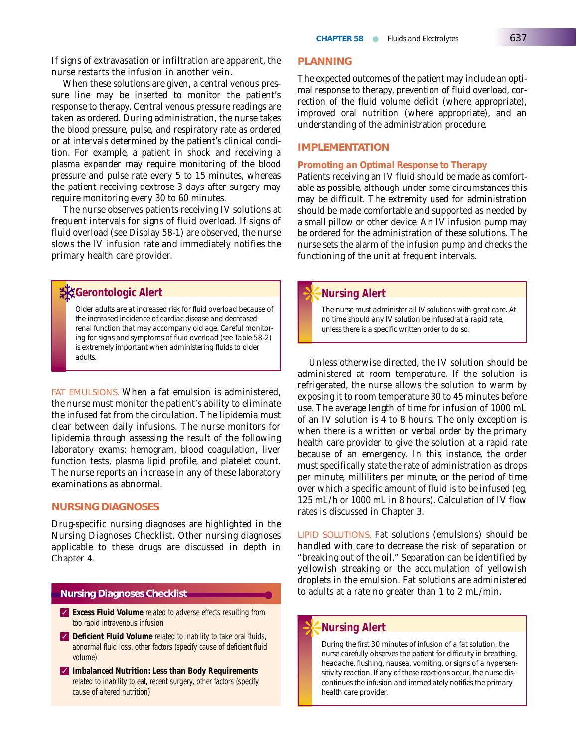If signs of extravasation or infiltration are apparent, the nurse restarts the infusion in another vein.

When these solutions are given, a central venous pressure line may be inserted to monitor the patient's response to therapy. Central venous pressure readings are taken as ordered. During administration, the nurse takes the blood pressure, pulse, and respiratory rate as ordered or at intervals determined by the patient's clinical condition. For example, a patient in shock and receiving a plasma expander may require monitoring of the blood pressure and pulse rate every 5 to 15 minutes, whereas the patient receiving dextrose 3 days after surgery may require monitoring every 30 to 60 minutes.

The nurse observes patients receiving IV solutions at frequent intervals for signs of fluid overload. If signs of fluid overload (see Display 58-1) are observed, the nurse slows the IV infusion rate and immediately notifies the primary health care provider.

> **Gerontologic Alert**
>
> Older adults are at increased risk for fluid overload because of the increased incidence of cardiac disease and decreased renal function that may accompany old age. Careful monitoring for signs and symptoms of fluid overload (see Table 58-2) is extremely important when administering fluids to older adults.

FAT EMULSIONS. When a fat emulsion is administered, the nurse must monitor the patient's ability to eliminate the infused fat from the circulation. The lipidemia must clear between daily infusions. The nurse monitors for lipidemia through assessing the result of the following laboratory exams: hemogram, blood coagulation, liver function tests, plasma lipid profile, and platelet count. The nurse reports an increase in any of these laboratory examinations as abnormal.

## NURSING DIAGNOSES

Drug-specific nursing diagnoses are highlighted in the Nursing Diagnoses Checklist. Other nursing diagnoses applicable to these drugs are discussed in depth in Chapter 4.

> **Nursing Diagnoses Checklist**
>
> ✓ **Excess Fluid Volume** related to adverse effects resulting from too rapid intravenous infusion
>
> ✓ **Deficient Fluid Volume** related to inability to take oral fluids, abnormal fluid loss, other factors (specify cause of deficient fluid volume)
>
> ✓ **Imbalanced Nutrition: Less than Body Requirements** related to inability to eat, recent surgery, other factors (specify cause of altered nutrition)

## PLANNING

The expected outcomes of the patient may include an optimal response to therapy, prevention of fluid overload, correction of the fluid volume deficit (where appropriate), improved oral nutrition (where appropriate), and an understanding of the administration procedure.

## IMPLEMENTATION

### *Promoting an Optimal Response to Therapy*

Patients receiving an IV fluid should be made as comfortable as possible, although under some circumstances this may be difficult. The extremity used for administration should be made comfortable and supported as needed by a small pillow or other device. An IV infusion pump may be ordered for the administration of these solutions. The nurse sets the alarm of the infusion pump and checks the functioning of the unit at frequent intervals.

> **Nursing Alert**
>
> The nurse must administer all IV solutions with great care. At no time should any IV solution be infused at a rapid rate, unless there is a specific written order to do so.

Unless otherwise directed, the IV solution should be administered at room temperature. If the solution is refrigerated, the nurse allows the solution to warm by exposing it to room temperature 30 to 45 minutes before use. The average length of time for infusion of 1000 mL of an IV solution is 4 to 8 hours. The only exception is when there is a written or verbal order by the primary health care provider to give the solution at a rapid rate because of an emergency. In this instance, the order must specifically state the rate of administration as drops per minute, milliliters per minute, or the period of time over which a specific amount of fluid is to be infused (eg, 125 mL/h or 1000 mL in 8 hours). Calculation of IV flow rates is discussed in Chapter 3.

LIPID SOLUTIONS. Fat solutions (emulsions) should be handled with care to decrease the risk of separation or "breaking out of the oil." Separation can be identified by yellowish streaking or the accumulation of yellowish droplets in the emulsion. Fat solutions are administered to adults at a rate no greater than 1 to 2 mL/min.

> **Nursing Alert**
>
> During the first 30 minutes of infusion of a fat solution, the nurse carefully observes the patient for difficulty in breathing, headache, flushing, nausea, vomiting, or signs of a hypersensitivity reaction. If any of these reactions occur, the nurse discontinues the infusion and immediately notifies the primary health care provider.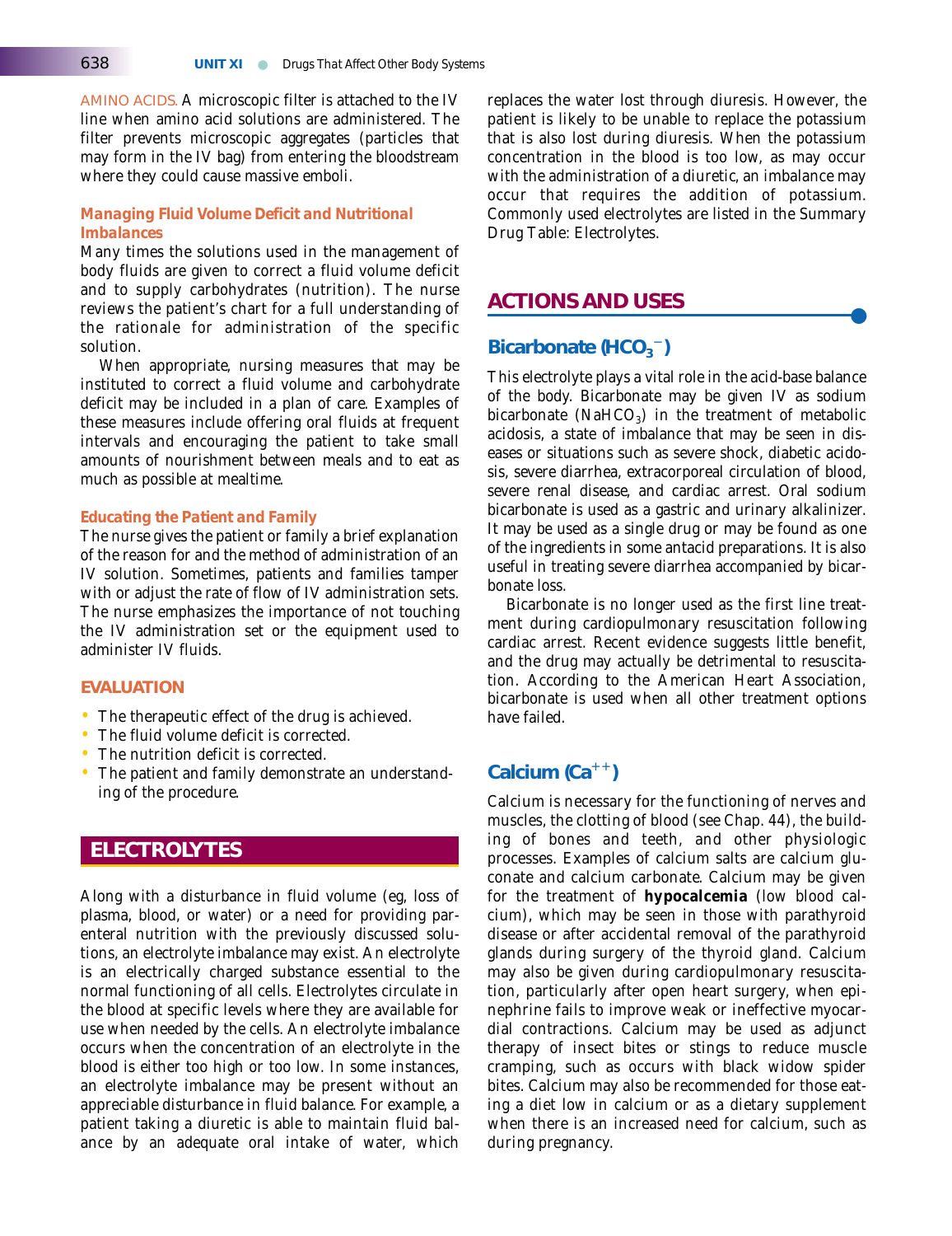AMINO ACIDS. A microscopic filter is attached to the IV line when amino acid solutions are administered. The filter prevents microscopic aggregates (particles that may form in the IV bag) from entering the bloodstream where they could cause massive emboli.

### Managing Fluid Volume Deficit and Nutritional Imbalances

Many times the solutions used in the management of body fluids are given to correct a fluid volume deficit and to supply carbohydrates (nutrition). The nurse reviews the patient's chart for a full understanding of the rationale for administration of the specific solution.

When appropriate, nursing measures that may be instituted to correct a fluid volume and carbohydrate deficit may be included in a plan of care. Examples of these measures include offering oral fluids at frequent intervals and encouraging the patient to take small amounts of nourishment between meals and to eat as much as possible at mealtime.

### Educating the Patient and Family

The nurse gives the patient or family a brief explanation of the reason for and the method of administration of an IV solution. Sometimes, patients and families tamper with or adjust the rate of flow of IV administration sets. The nurse emphasizes the importance of not touching the IV administration set or the equipment used to administer IV fluids.

## EVALUATION

- The therapeutic effect of the drug is achieved.
- The fluid volume deficit is corrected.
- The nutrition deficit is corrected.
- The patient and family demonstrate an understanding of the procedure.

# ELECTROLYTES

Along with a disturbance in fluid volume (eg, loss of plasma, blood, or water) or a need for providing parenteral nutrition with the previously discussed solutions, an electrolyte imbalance may exist. An electrolyte is an electrically charged substance essential to the normal functioning of all cells. Electrolytes circulate in the blood at specific levels where they are available for use when needed by the cells. An electrolyte imbalance occurs when the concentration of an electrolyte in the blood is either too high or too low. In some instances, an electrolyte imbalance may be present without an appreciable disturbance in fluid balance. For example, a patient taking a diuretic is able to maintain fluid balance by an adequate oral intake of water, which replaces the water lost through diuresis. However, the patient is likely to be unable to replace the potassium that is also lost during diuresis. When the potassium concentration in the blood is too low, as may occur with the administration of a diuretic, an imbalance may occur that requires the addition of potassium. Commonly used electrolytes are listed in the Summary Drug Table: Electrolytes.

## ACTIONS AND USES

### Bicarbonate ($HCO_3^-$)

This electrolyte plays a vital role in the acid-base balance of the body. Bicarbonate may be given IV as sodium bicarbonate ($NaHCO_3$) in the treatment of metabolic acidosis, a state of imbalance that may be seen in diseases or situations such as severe shock, diabetic acidosis, severe diarrhea, extracorporeal circulation of blood, severe renal disease, and cardiac arrest. Oral sodium bicarbonate is used as a gastric and urinary alkalinizer. It may be used as a single drug or may be found as one of the ingredients in some antacid preparations. It is also useful in treating severe diarrhea accompanied by bicarbonate loss.

Bicarbonate is no longer used as the first line treatment during cardiopulmonary resuscitation following cardiac arrest. Recent evidence suggests little benefit, and the drug may actually be detrimental to resuscitation. According to the American Heart Association, bicarbonate is used when all other treatment options have failed.

### Calcium ($Ca^{++}$)

Calcium is necessary for the functioning of nerves and muscles, the clotting of blood (see Chap. 44), the building of bones and teeth, and other physiologic processes. Examples of calcium salts are calcium gluconate and calcium carbonate. Calcium may be given for the treatment of **hypocalcemia** (low blood calcium), which may be seen in those with parathyroid disease or after accidental removal of the parathyroid glands during surgery of the thyroid gland. Calcium may also be given during cardiopulmonary resuscitation, particularly after open heart surgery, when epinephrine fails to improve weak or ineffective myocardial contractions. Calcium may be used as adjunct therapy of insect bites or stings to reduce muscle cramping, such as occurs with black widow spider bites. Calcium may also be recommended for those eating a diet low in calcium or as a dietary supplement when there is an increased need for calcium, such as during pregnancy.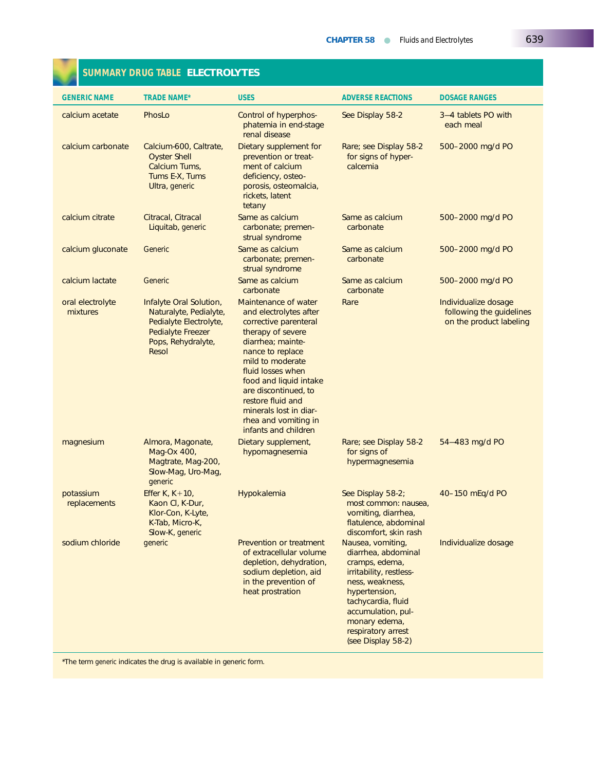## SUMMARY DRUG TABLE ELECTROLYTES

| GENERIC NAME | TRADE NAME* | USES | ADVERSE REACTIONS | DOSAGE RANGES |
|---|---|---|---|---|
| calcium acetate | PhosLo | Control of hyperphosphatemia in end-stage renal disease | See Display 58-2 | 3–4 tablets PO with each meal |
| calcium carbonate | Calcium-600, Caltrate, Oyster Shell Calcium Tums, Tums E-X, Tums Ultra, *generic* | Dietary supplement for prevention or treatment of calcium deficiency, osteoporosis, osteomalcia, rickets, latent tetany | Rare; see Display 58-2 for signs of hypercalcemia | 500–2000 mg/d PO |
| calcium citrate | Citracal, Citracal Liquitab, *generic* | Same as calcium carbonate; premenstrual syndrome | Same as calcium carbonate | 500–2000 mg/d PO |
| calcium gluconate | *Generic* | Same as calcium carbonate; premenstrual syndrome | Same as calcium carbonate | 500–2000 mg/d PO |
| calcium lactate | *Generic* | Same as calcium carbonate | Same as calcium carbonate | 500–2000 mg/d PO |
| oral electrolyte mixtures | Infalyte Oral Solution, Naturalyte, Pedialyte, Pedialyte Electrolyte, Pedialyte Freezer Pops, Rehydralyte, Resol | Maintenance of water and electrolytes after corrective parenteral therapy of severe diarrhea; maintenance to replace mild to moderate fluid losses when food and liquid intake are discontinued, to restore fluid and minerals lost in diarrhea and vomiting in infants and children | Rare | Individualize dosage following the guidelines on the product labeling |
| magnesium | Almora, Magonate, Mag-Ox 400, Magtrate, Mag-200, Slow-Mag, Uro-Mag, *generic* | Dietary supplement, hypomagnesemia | Rare; see Display 58-2 for signs of hypermagnesemia | 54–483 mg/d PO |
| potassium replacements | Effer K, K+10, Kaon Cl, K-Dur, Klor-Con, K-Lyte, K-Tab, Micro-K, Slow-K, *generic* | Hypokalemia | See Display 58-2; most common: nausea, vomiting, diarrhea, flatulence, abdominal discomfort, skin rash | 40–150 mEq/d PO |
| sodium chloride | *generic* | Prevention or treatment of extracellular volume depletion, dehydration, sodium depletion, aid in the prevention of heat prostration | Nausea, vomiting, diarrhea, abdominal cramps, edema, irritability, restlessness, weakness, hypertension, tachycardia, fluid accumulation, pulmonary edema, respiratory arrest (see Display 58-2) | Individualize dosage |

*The term *generic* indicates the drug is available in generic form.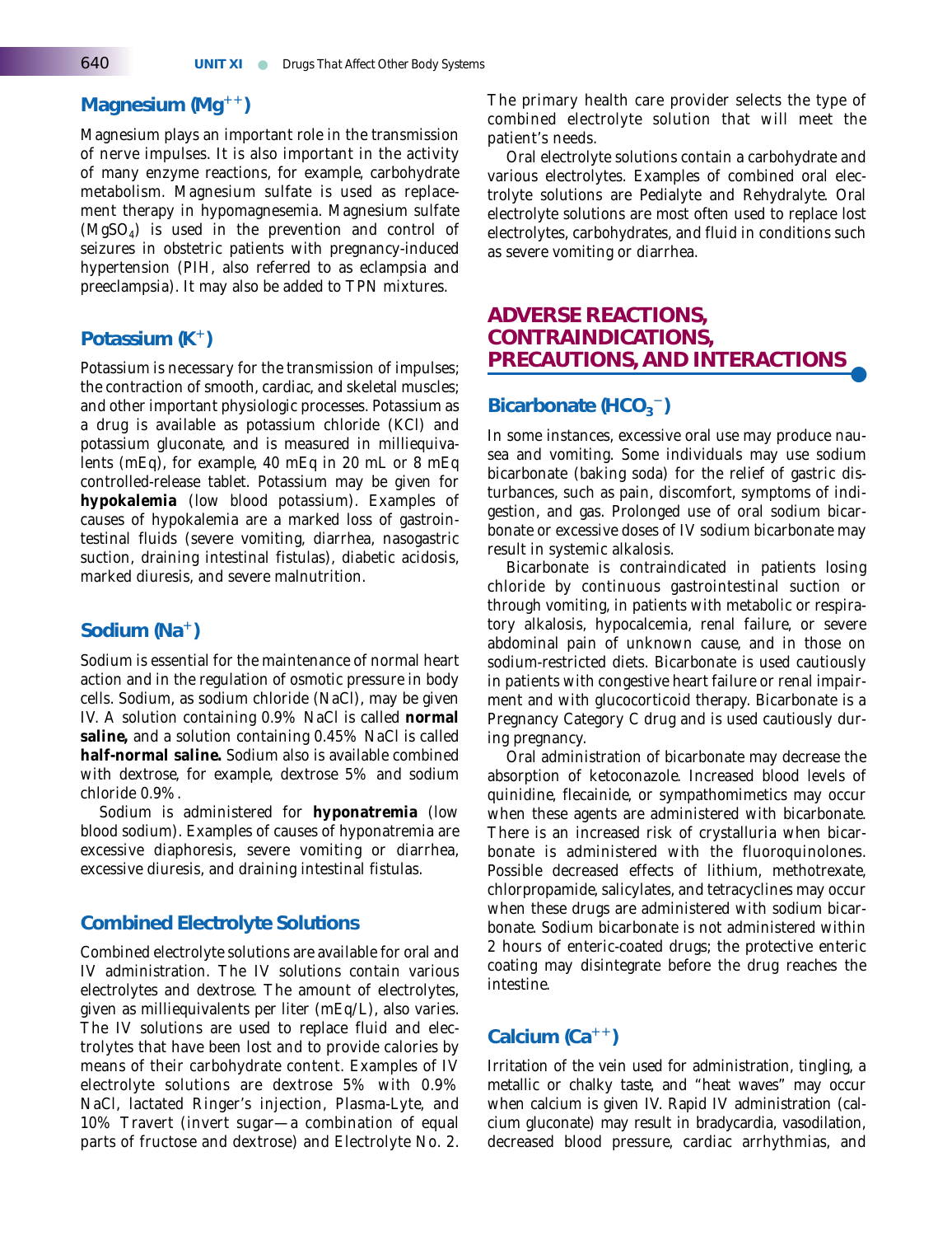## Magnesium ($Mg^{++}$)

Magnesium plays an important role in the transmission of nerve impulses. It is also important in the activity of many enzyme reactions, for example, carbohydrate metabolism. Magnesium sulfate is used as replacement therapy in hypomagnesemia. Magnesium sulfate ($MgSO_4$) is used in the prevention and control of seizures in obstetric patients with pregnancy-induced hypertension (PIH, also referred to as eclampsia and preeclampsia). It may also be added to TPN mixtures.

## Potassium ($K^+$)

Potassium is necessary for the transmission of impulses; the contraction of smooth, cardiac, and skeletal muscles; and other important physiologic processes. Potassium as a drug is available as potassium chloride (KCl) and potassium gluconate, and is measured in milliequivalents (mEq), for example, 40 mEq in 20 mL or 8 mEq controlled-release tablet. Potassium may be given for **hypokalemia** (low blood potassium). Examples of causes of hypokalemia are a marked loss of gastrointestinal fluids (severe vomiting, diarrhea, nasogastric suction, draining intestinal fistulas), diabetic acidosis, marked diuresis, and severe malnutrition.

## Sodium ($Na^+$)

Sodium is essential for the maintenance of normal heart action and in the regulation of osmotic pressure in body cells. Sodium, as sodium chloride (NaCl), may be given IV. A solution containing 0.9% NaCl is called **normal saline,** and a solution containing 0.45% NaCl is called **half-normal saline.** Sodium also is available combined with dextrose, for example, dextrose 5% and sodium chloride 0.9%.

Sodium is administered for **hyponatremia** (low blood sodium). Examples of causes of hyponatremia are excessive diaphoresis, severe vomiting or diarrhea, excessive diuresis, and draining intestinal fistulas.

## Combined Electrolyte Solutions

Combined electrolyte solutions are available for oral and IV administration. The IV solutions contain various electrolytes and dextrose. The amount of electrolytes, given as milliequivalents per liter (mEq/L), also varies. The IV solutions are used to replace fluid and electrolytes that have been lost and to provide calories by means of their carbohydrate content. Examples of IV electrolyte solutions are dextrose 5% with 0.9% NaCl, lactated Ringer's injection, Plasma-Lyte, and 10% Travert (invert sugar—a combination of equal parts of fructose and dextrose) and Electrolyte No. 2. The primary health care provider selects the type of combined electrolyte solution that will meet the patient's needs.

Oral electrolyte solutions contain a carbohydrate and various electrolytes. Examples of combined oral electrolyte solutions are Pedialyte and Rehydralyte. Oral electrolyte solutions are most often used to replace lost electrolytes, carbohydrates, and fluid in conditions such as severe vomiting or diarrhea.

# ADVERSE REACTIONS, CONTRAINDICATIONS, PRECAUTIONS, AND INTERACTIONS

## Bicarbonate ($HCO_3^-$)

In some instances, excessive oral use may produce nausea and vomiting. Some individuals may use sodium bicarbonate (baking soda) for the relief of gastric disturbances, such as pain, discomfort, symptoms of indigestion, and gas. Prolonged use of oral sodium bicarbonate or excessive doses of IV sodium bicarbonate may result in systemic alkalosis.

Bicarbonate is contraindicated in patients losing chloride by continuous gastrointestinal suction or through vomiting, in patients with metabolic or respiratory alkalosis, hypocalcemia, renal failure, or severe abdominal pain of unknown cause, and in those on sodium-restricted diets. Bicarbonate is used cautiously in patients with congestive heart failure or renal impairment and with glucocorticoid therapy. Bicarbonate is a Pregnancy Category C drug and is used cautiously during pregnancy.

Oral administration of bicarbonate may decrease the absorption of ketoconazole. Increased blood levels of quinidine, flecainide, or sympathomimetics may occur when these agents are administered with bicarbonate. There is an increased risk of crystalluria when bicarbonate is administered with the fluoroquinolones. Possible decreased effects of lithium, methotrexate, chlorpropamide, salicylates, and tetracyclines may occur when these drugs are administered with sodium bicarbonate. Sodium bicarbonate is not administered within 2 hours of enteric-coated drugs; the protective enteric coating may disintegrate before the drug reaches the intestine.

## Calcium ($Ca^{++}$)

Irritation of the vein used for administration, tingling, a metallic or chalky taste, and "heat waves" may occur when calcium is given IV. Rapid IV administration (calcium gluconate) may result in bradycardia, vasodilation, decreased blood pressure, cardiac arrhythmias, and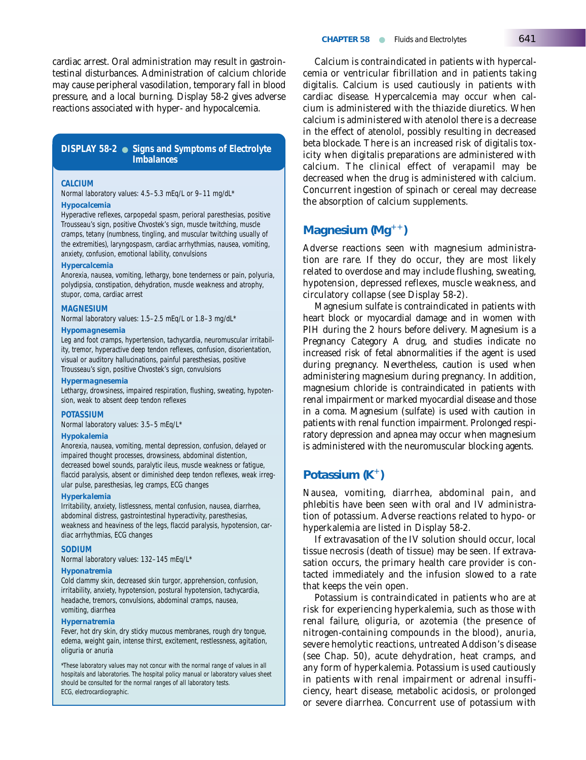cardiac arrest. Oral administration may result in gastrointestinal disturbances. Administration of calcium chloride may cause peripheral vasodilation, temporary fall in blood pressure, and a local burning. Display 58-2 gives adverse reactions associated with hyper- and hypocalcemia.

**DISPLAY 58-2 ● Signs and Symptoms of Electrolyte Imbalances**

**CALCIUM**

Normal laboratory values: 4.5–5.3 mEq/L or 9–11 mg/dL*

**Hypocalcemia**

Hyperactive reflexes, carpopedal spasm, perioral paresthesias, positive Trousseau's sign, positive Chvostek's sign, muscle twitching, muscle cramps, tetany (numbness, tingling, and muscular twitching usually of the extremities), laryngospasm, cardiac arrhythmias, nausea, vomiting, anxiety, confusion, emotional lability, convulsions

**Hypercalcemia**

Anorexia, nausea, vomiting, lethargy, bone tenderness or pain, polyuria, polydipsia, constipation, dehydration, muscle weakness and atrophy, stupor, coma, cardiac arrest

**MAGNESIUM**

Normal laboratory values: 1.5–2.5 mEq/L or 1.8–3 mg/dL*

**Hypomagnesemia**

Leg and foot cramps, hypertension, tachycardia, neuromuscular irritability, tremor, hyperactive deep tendon reflexes, confusion, disorientation, visual or auditory hallucinations, painful paresthesias, positive Trousseau's sign, positive Chvostek's sign, convulsions

**Hypermagnesemia**

Lethargy, drowsiness, impaired respiration, flushing, sweating, hypotension, weak to absent deep tendon reflexes

**POTASSIUM**

Normal laboratory values: 3.5–5 mEq/L*

**Hypokalemia**

Anorexia, nausea, vomiting, mental depression, confusion, delayed or impaired thought processes, drowsiness, abdominal distention, decreased bowel sounds, paralytic ileus, muscle weakness or fatigue, flaccid paralysis, absent or diminished deep tendon reflexes, weak irregular pulse, paresthesias, leg cramps, ECG changes

**Hyperkalemia**

Irritability, anxiety, listlessness, mental confusion, nausea, diarrhea, abdominal distress, gastrointestinal hyperactivity, paresthesias, weakness and heaviness of the legs, flaccid paralysis, hypotension, cardiac arrhythmias, ECG changes

**SODIUM**

Normal laboratory values: 132–145 mEq/L*

**Hyponatremia**

Cold clammy skin, decreased skin turgor, apprehension, confusion, irritability, anxiety, hypotension, postural hypotension, tachycardia, headache, tremors, convulsions, abdominal cramps, nausea, vomiting, diarrhea

**Hypernatremia**

Fever, hot dry skin, dry sticky mucous membranes, rough dry tongue, edema, weight gain, intense thirst, excitement, restlessness, agitation, oliguria or anuria

*These laboratory values may not concur with the normal range of values in all hospitals and laboratories. The hospital policy manual or laboratory values sheet should be consulted for the normal ranges of all laboratory tests.
ECG, electrocardiographic.

Calcium is contraindicated in patients with hypercalcemia or ventricular fibrillation and in patients taking digitalis. Calcium is used cautiously in patients with cardiac disease. Hypercalcemia may occur when calcium is administered with the thiazide diuretics. When calcium is administered with atenolol there is a decrease in the effect of atenolol, possibly resulting in decreased beta blockade. There is an increased risk of digitalis toxicity when digitalis preparations are administered with calcium. The clinical effect of verapamil may be decreased when the drug is administered with calcium. Concurrent ingestion of spinach or cereal may decrease the absorption of calcium supplements.

## Magnesium ($Mg^{++}$)

Adverse reactions seen with magnesium administration are rare. If they do occur, they are most likely related to overdose and may include flushing, sweating, hypotension, depressed reflexes, muscle weakness, and circulatory collapse (see Display 58-2).

Magnesium sulfate is contraindicated in patients with heart block or myocardial damage and in women with PIH during the 2 hours before delivery. Magnesium is a Pregnancy Category A drug, and studies indicate no increased risk of fetal abnormalities if the agent is used during pregnancy. Nevertheless, caution is used when administering magnesium during pregnancy. In addition, magnesium chloride is contraindicated in patients with renal impairment or marked myocardial disease and those in a coma. Magnesium (sulfate) is used with caution in patients with renal function impairment. Prolonged respiratory depression and apnea may occur when magnesium is administered with the neuromuscular blocking agents.

## Potassium ($K^{+}$)

Nausea, vomiting, diarrhea, abdominal pain, and phlebitis have been seen with oral and IV administration of potassium. Adverse reactions related to hypo- or hyperkalemia are listed in Display 58-2.

If extravasation of the IV solution should occur, local tissue necrosis (death of tissue) may be seen. If extravasation occurs, the primary health care provider is contacted immediately and the infusion slowed to a rate that keeps the vein open.

Potassium is contraindicated in patients who are at risk for experiencing hyperkalemia, such as those with renal failure, oliguria, or azotemia (the presence of nitrogen-containing compounds in the blood), anuria, severe hemolytic reactions, untreated Addison's disease (see Chap. 50), acute dehydration, heat cramps, and any form of hyperkalemia. Potassium is used cautiously in patients with renal impairment or adrenal insufficiency, heart disease, metabolic acidosis, or prolonged or severe diarrhea. Concurrent use of potassium with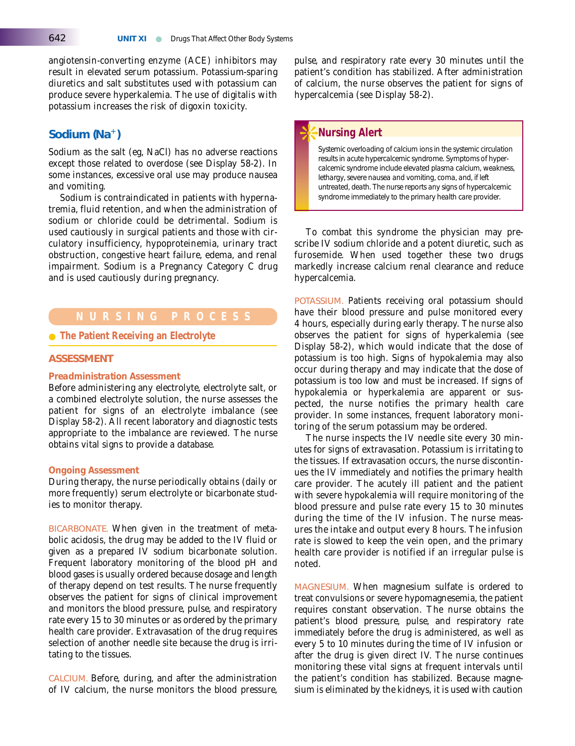angiotensin-converting enzyme (ACE) inhibitors may result in elevated serum potassium. Potassium-sparing diuretics and salt substitutes used with potassium can produce severe hyperkalemia. The use of digitalis with potassium increases the risk of digoxin toxicity.

## Sodium ($Na^+$)

Sodium as the salt (eg, NaCl) has no adverse reactions except those related to overdose (see Display 58-2). In some instances, excessive oral use may produce nausea and vomiting.

Sodium is contraindicated in patients with hypernatremia, fluid retention, and when the administration of sodium or chloride could be detrimental. Sodium is used cautiously in surgical patients and those with circulatory insufficiency, hypoproteinemia, urinary tract obstruction, congestive heart failure, edema, and renal impairment. Sodium is a Pregnancy Category C drug and is used cautiously during pregnancy.

# NURSING PROCESS

## The Patient Receiving an Electrolyte

### ASSESSMENT

#### *Preadministration Assessment*

Before administering any electrolyte, electrolyte salt, or a combined electrolyte solution, the nurse assesses the patient for signs of an electrolyte imbalance (see Display 58-2). All recent laboratory and diagnostic tests appropriate to the imbalance are reviewed. The nurse obtains vital signs to provide a database.

#### *Ongoing Assessment*

During therapy, the nurse periodically obtains (daily or more frequently) serum electrolyte or bicarbonate studies to monitor therapy.

BICARBONATE. When given in the treatment of metabolic acidosis, the drug may be added to the IV fluid or given as a prepared IV sodium bicarbonate solution. Frequent laboratory monitoring of the blood pH and blood gases is usually ordered because dosage and length of therapy depend on test results. The nurse frequently observes the patient for signs of clinical improvement and monitors the blood pressure, pulse, and respiratory rate every 15 to 30 minutes or as ordered by the primary health care provider. Extravasation of the drug requires selection of another needle site because the drug is irritating to the tissues.

CALCIUM. Before, during, and after the administration of IV calcium, the nurse monitors the blood pressure, pulse, and respiratory rate every 30 minutes until the patient's condition has stabilized. After administration of calcium, the nurse observes the patient for signs of hypercalcemia (see Display 58-2).

> **Nursing Alert**
>
> Systemic overloading of calcium ions in the systemic circulation results in acute hypercalcemic syndrome. Symptoms of hypercalcemic syndrome include elevated plasma calcium, weakness, lethargy, severe nausea and vomiting, coma, and, if left untreated, death. The nurse reports any signs of hypercalcemic syndrome immediately to the primary health care provider.

To combat this syndrome the physician may prescribe IV sodium chloride and a potent diuretic, such as furosemide. When used together these two drugs markedly increase calcium renal clearance and reduce hypercalcemia.

POTASSIUM. Patients receiving oral potassium should have their blood pressure and pulse monitored every 4 hours, especially during early therapy. The nurse also observes the patient for signs of hyperkalemia (see Display 58-2), which would indicate that the dose of potassium is too high. Signs of hypokalemia may also occur during therapy and may indicate that the dose of potassium is too low and must be increased. If signs of hypokalemia or hyperkalemia are apparent or suspected, the nurse notifies the primary health care provider. In some instances, frequent laboratory monitoring of the serum potassium may be ordered.

The nurse inspects the IV needle site every 30 minutes for signs of extravasation. Potassium is irritating to the tissues. If extravasation occurs, the nurse discontinues the IV immediately and notifies the primary health care provider. The acutely ill patient and the patient with severe hypokalemia will require monitoring of the blood pressure and pulse rate every 15 to 30 minutes during the time of the IV infusion. The nurse measures the intake and output every 8 hours. The infusion rate is slowed to keep the vein open, and the primary health care provider is notified if an irregular pulse is noted.

MAGNESIUM. When magnesium sulfate is ordered to treat convulsions or severe hypomagnesemia, the patient requires constant observation. The nurse obtains the patient's blood pressure, pulse, and respiratory rate immediately before the drug is administered, as well as every 5 to 10 minutes during the time of IV infusion or after the drug is given direct IV. The nurse continues monitoring these vital signs at frequent intervals until the patient's condition has stabilized. Because magnesium is eliminated by the kidneys, it is used with caution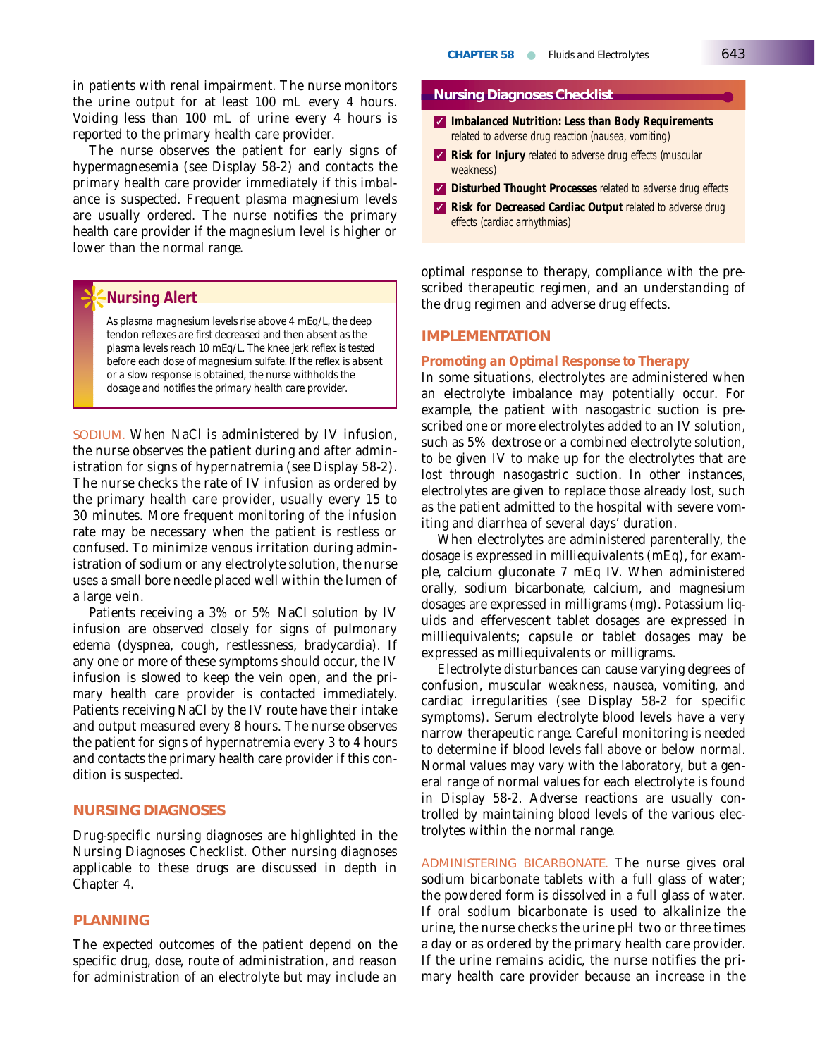in patients with renal impairment. The nurse monitors the urine output for at least 100 mL every 4 hours. Voiding less than 100 mL of urine every 4 hours is reported to the primary health care provider.

The nurse observes the patient for early signs of hypermagnesemia (see Display 58-2) and contacts the primary health care provider immediately if this imbalance is suspected. Frequent plasma magnesium levels are usually ordered. The nurse notifies the primary health care provider if the magnesium level is higher or lower than the normal range.

> **Nursing Alert**
>
> As plasma magnesium levels rise above 4 mEq/L, the deep tendon reflexes are first decreased and then absent as the plasma levels reach 10 mEq/L. The knee jerk reflex is tested before each dose of magnesium sulfate. If the reflex is absent or a slow response is obtained, the nurse withholds the dosage and notifies the primary health care provider.

SODIUM. When NaCl is administered by IV infusion, the nurse observes the patient during and after administration for signs of hypernatremia (see Display 58-2). The nurse checks the rate of IV infusion as ordered by the primary health care provider, usually every 15 to 30 minutes. More frequent monitoring of the infusion rate may be necessary when the patient is restless or confused. To minimize venous irritation during administration of sodium or any electrolyte solution, the nurse uses a small bore needle placed well within the lumen of a large vein.

Patients receiving a 3% or 5% NaCl solution by IV infusion are observed closely for signs of pulmonary edema (dyspnea, cough, restlessness, bradycardia). If any one or more of these symptoms should occur, the IV infusion is slowed to keep the vein open, and the primary health care provider is contacted immediately. Patients receiving NaCl by the IV route have their intake and output measured every 8 hours. The nurse observes the patient for signs of hypernatremia every 3 to 4 hours and contacts the primary health care provider if this condition is suspected.

## NURSING DIAGNOSES

Drug-specific nursing diagnoses are highlighted in the Nursing Diagnoses Checklist. Other nursing diagnoses applicable to these drugs are discussed in depth in Chapter 4.

> **Nursing Diagnoses Checklist**
>
> ✓ **Imbalanced Nutrition: Less than Body Requirements** related to adverse drug reaction (nausea, vomiting)
>
> ✓ **Risk for Injury** related to adverse drug effects (muscular weakness)
>
> ✓ **Disturbed Thought Processes** related to adverse drug effects
>
> ✓ **Risk for Decreased Cardiac Output** related to adverse drug effects (cardiac arrhythmias)

## PLANNING

The expected outcomes of the patient depend on the specific drug, dose, route of administration, and reason for administration of an electrolyte but may include an optimal response to therapy, compliance with the prescribed therapeutic regimen, and an understanding of the drug regimen and adverse drug effects.

## IMPLEMENTATION

### Promoting an Optimal Response to Therapy

In some situations, electrolytes are administered when an electrolyte imbalance may potentially occur. For example, the patient with nasogastric suction is prescribed one or more electrolytes added to an IV solution, such as 5% dextrose or a combined electrolyte solution, to be given IV to make up for the electrolytes that are lost through nasogastric suction. In other instances, electrolytes are given to replace those already lost, such as the patient admitted to the hospital with severe vomiting and diarrhea of several days' duration.

When electrolytes are administered parenterally, the dosage is expressed in milliequivalents (mEq), for example, calcium gluconate 7 mEq IV. When administered orally, sodium bicarbonate, calcium, and magnesium dosages are expressed in milligrams (mg). Potassium liquids and effervescent tablet dosages are expressed in milliequivalents; capsule or tablet dosages may be expressed as milliequivalents or milligrams.

Electrolyte disturbances can cause varying degrees of confusion, muscular weakness, nausea, vomiting, and cardiac irregularities (see Display 58-2 for specific symptoms). Serum electrolyte blood levels have a very narrow therapeutic range. Careful monitoring is needed to determine if blood levels fall above or below normal. Normal values may vary with the laboratory, but a general range of normal values for each electrolyte is found in Display 58-2. Adverse reactions are usually controlled by maintaining blood levels of the various electrolytes within the normal range.

ADMINISTERING BICARBONATE. The nurse gives oral sodium bicarbonate tablets with a full glass of water; the powdered form is dissolved in a full glass of water. If oral sodium bicarbonate is used to alkalinize the urine, the nurse checks the urine pH two or three times a day or as ordered by the primary health care provider. If the urine remains acidic, the nurse notifies the primary health care provider because an increase in the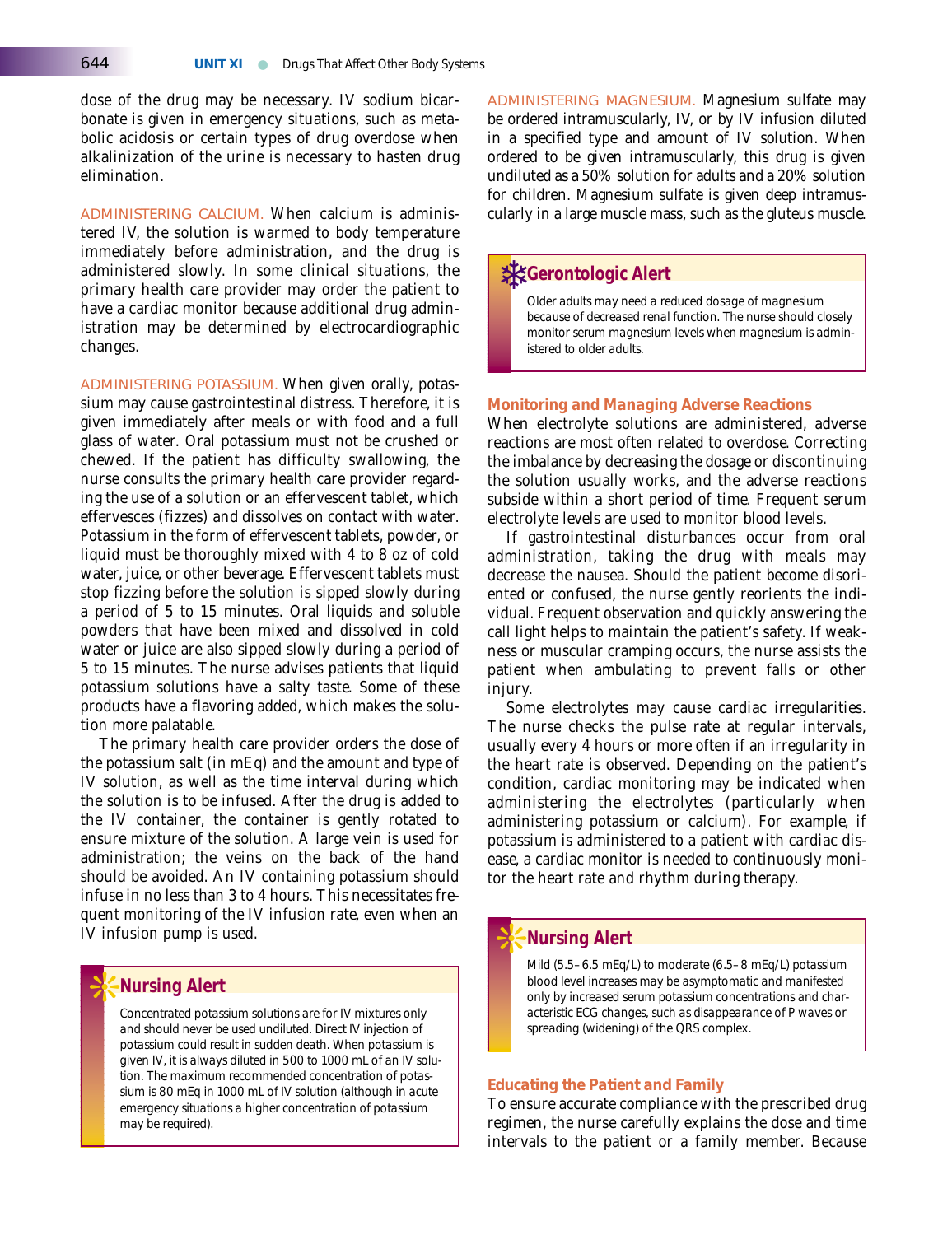dose of the drug may be necessary. IV sodium bicarbonate is given in emergency situations, such as metabolic acidosis or certain types of drug overdose when alkalinization of the urine is necessary to hasten drug elimination.

ADMINISTERING CALCIUM. When calcium is administered IV, the solution is warmed to body temperature immediately before administration, and the drug is administered slowly. In some clinical situations, the primary health care provider may order the patient to have a cardiac monitor because additional drug administration may be determined by electrocardiographic changes.

ADMINISTERING POTASSIUM. When given orally, potassium may cause gastrointestinal distress. Therefore, it is given immediately after meals or with food and a full glass of water. Oral potassium must not be crushed or chewed. If the patient has difficulty swallowing, the nurse consults the primary health care provider regarding the use of a solution or an effervescent tablet, which effervesces (fizzes) and dissolves on contact with water. Potassium in the form of effervescent tablets, powder, or liquid must be thoroughly mixed with 4 to 8 oz of cold water, juice, or other beverage. Effervescent tablets must stop fizzing before the solution is sipped slowly during a period of 5 to 15 minutes. Oral liquids and soluble powders that have been mixed and dissolved in cold water or juice are also sipped slowly during a period of 5 to 15 minutes. The nurse advises patients that liquid potassium solutions have a salty taste. Some of these products have a flavoring added, which makes the solution more palatable.

The primary health care provider orders the dose of the potassium salt (in mEq) and the amount and type of IV solution, as well as the time interval during which the solution is to be infused. After the drug is added to the IV container, the container is gently rotated to ensure mixture of the solution. A large vein is used for administration; the veins on the back of the hand should be avoided. An IV containing potassium should infuse in no less than 3 to 4 hours. This necessitates frequent monitoring of the IV infusion rate, even when an IV infusion pump is used.

> **Nursing Alert**
>
> Concentrated potassium solutions are for IV mixtures only and should never be used undiluted. Direct IV injection of potassium could result in sudden death. When potassium is given IV, it is always diluted in 500 to 1000 mL of an IV solution. The maximum recommended concentration of potassium is 80 mEq in 1000 mL of IV solution (although in acute emergency situations a higher concentration of potassium may be required).

ADMINISTERING MAGNESIUM. Magnesium sulfate may be ordered intramuscularly, IV, or by IV infusion diluted in a specified type and amount of IV solution. When ordered to be given intramuscularly, this drug is given undiluted as a 50% solution for adults and a 20% solution for children. Magnesium sulfate is given deep intramuscularly in a large muscle mass, such as the gluteus muscle.

> **Gerontologic Alert**
>
> Older adults may need a reduced dosage of magnesium because of decreased renal function. The nurse should closely monitor serum magnesium levels when magnesium is administered to older adults.

### Monitoring and Managing Adverse Reactions

When electrolyte solutions are administered, adverse reactions are most often related to overdose. Correcting the imbalance by decreasing the dosage or discontinuing the solution usually works, and the adverse reactions subside within a short period of time. Frequent serum electrolyte levels are used to monitor blood levels.

If gastrointestinal disturbances occur from oral administration, taking the drug with meals may decrease the nausea. Should the patient become disoriented or confused, the nurse gently reorients the individual. Frequent observation and quickly answering the call light helps to maintain the patient's safety. If weakness or muscular cramping occurs, the nurse assists the patient when ambulating to prevent falls or other injury.

Some electrolytes may cause cardiac irregularities. The nurse checks the pulse rate at regular intervals, usually every 4 hours or more often if an irregularity in the heart rate is observed. Depending on the patient's condition, cardiac monitoring may be indicated when administering the electrolytes (particularly when administering potassium or calcium). For example, if potassium is administered to a patient with cardiac disease, a cardiac monitor is needed to continuously monitor the heart rate and rhythm during therapy.

> **Nursing Alert**
>
> Mild (5.5–6.5 mEq/L) to moderate (6.5–8 mEq/L) potassium blood level increases may be asymptomatic and manifested only by increased serum potassium concentrations and characteristic ECG changes, such as disappearance of P waves or spreading (widening) of the QRS complex.

### Educating the Patient and Family

To ensure accurate compliance with the prescribed drug regimen, the nurse carefully explains the dose and time intervals to the patient or a family member. Because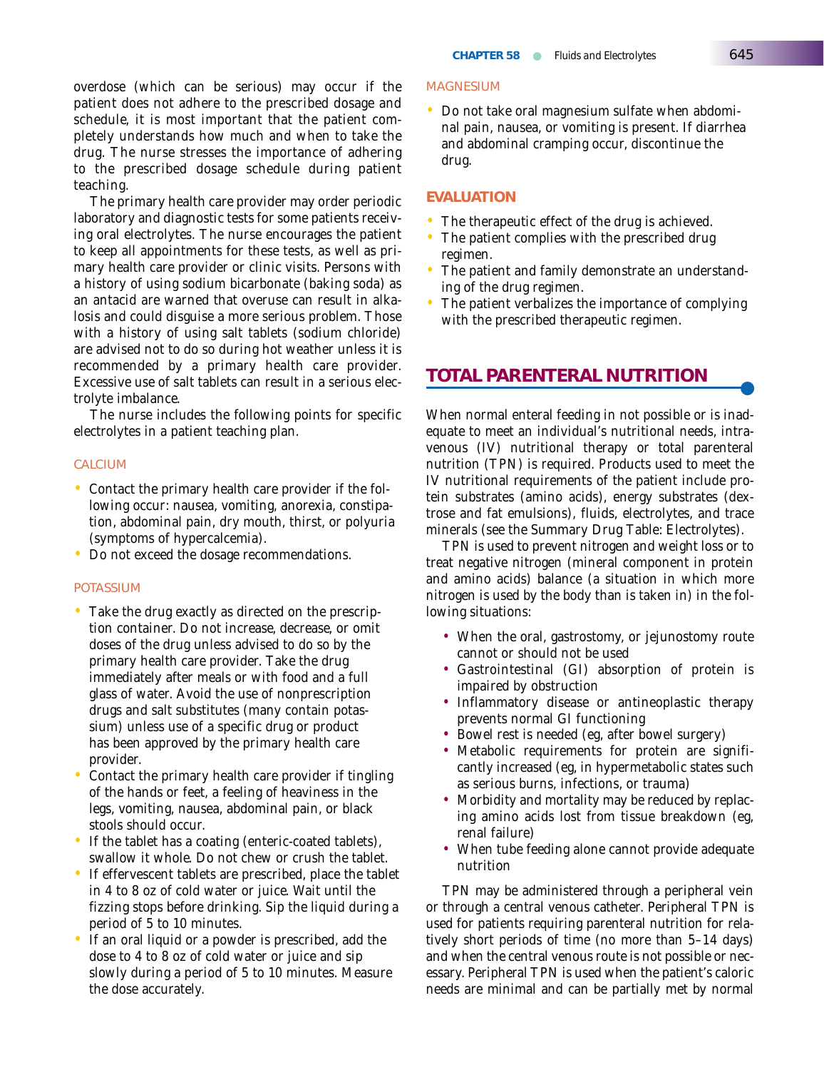overdose (which can be serious) may occur if the patient does not adhere to the prescribed dosage and schedule, it is most important that the patient completely understands how much and when to take the drug. The nurse stresses the importance of adhering to the prescribed dosage schedule during patient teaching.

The primary health care provider may order periodic laboratory and diagnostic tests for some patients receiving oral electrolytes. The nurse encourages the patient to keep all appointments for these tests, as well as primary health care provider or clinic visits. Persons with a history of using sodium bicarbonate (baking soda) as an antacid are warned that overuse can result in alkalosis and could disguise a more serious problem. Those with a history of using salt tablets (sodium chloride) are advised not to do so during hot weather unless it is recommended by a primary health care provider. Excessive use of salt tablets can result in a serious electrolyte imbalance.

The nurse includes the following points for specific electrolytes in a patient teaching plan.

#### CALCIUM

- Contact the primary health care provider if the following occur: nausea, vomiting, anorexia, constipation, abdominal pain, dry mouth, thirst, or polyuria (symptoms of hypercalcemia).
- Do not exceed the dosage recommendations.

#### POTASSIUM

- Take the drug exactly as directed on the prescription container. Do not increase, decrease, or omit doses of the drug unless advised to do so by the primary health care provider. Take the drug immediately after meals or with food and a full glass of water. Avoid the use of nonprescription drugs and salt substitutes (many contain potassium) unless use of a specific drug or product has been approved by the primary health care provider.
- Contact the primary health care provider if tingling of the hands or feet, a feeling of heaviness in the legs, vomiting, nausea, abdominal pain, or black stools should occur.
- If the tablet has a coating (enteric-coated tablets), swallow it whole. Do not chew or crush the tablet.
- If effervescent tablets are prescribed, place the tablet in 4 to 8 oz of cold water or juice. Wait until the fizzing stops before drinking. Sip the liquid during a period of 5 to 10 minutes.
- If an oral liquid or a powder is prescribed, add the dose to 4 to 8 oz of cold water or juice and sip slowly during a period of 5 to 10 minutes. Measure the dose accurately.

#### MAGNESIUM

- Do not take oral magnesium sulfate when abdominal pain, nausea, or vomiting is present. If diarrhea and abdominal cramping occur, discontinue the drug.

### EVALUATION

- The therapeutic effect of the drug is achieved.
- The patient complies with the prescribed drug regimen.
- The patient and family demonstrate an understanding of the drug regimen.
- The patient verbalizes the importance of complying with the prescribed therapeutic regimen.

## TOTAL PARENTERAL NUTRITION

When normal enteral feeding in not possible or is inadequate to meet an individual's nutritional needs, intravenous (IV) nutritional therapy or total parenteral nutrition (TPN) is required. Products used to meet the IV nutritional requirements of the patient include protein substrates (amino acids), energy substrates (dextrose and fat emulsions), fluids, electrolytes, and trace minerals (see the Summary Drug Table: Electrolytes).

TPN is used to prevent nitrogen and weight loss or to treat negative nitrogen (mineral component in protein and amino acids) balance (a situation in which more nitrogen is used by the body than is taken in) in the following situations:

- When the oral, gastrostomy, or jejunostomy route cannot or should not be used
- Gastrointestinal (GI) absorption of protein is impaired by obstruction
- Inflammatory disease or antineoplastic therapy prevents normal GI functioning
- Bowel rest is needed (eg, after bowel surgery)
- Metabolic requirements for protein are significantly increased (eg, in hypermetabolic states such as serious burns, infections, or trauma)
- Morbidity and mortality may be reduced by replacing amino acids lost from tissue breakdown (eg, renal failure)
- When tube feeding alone cannot provide adequate nutrition

TPN may be administered through a peripheral vein or through a central venous catheter. Peripheral TPN is used for patients requiring parenteral nutrition for relatively short periods of time (no more than 5–14 days) and when the central venous route is not possible or necessary. Peripheral TPN is used when the patient's caloric needs are minimal and can be partially met by normal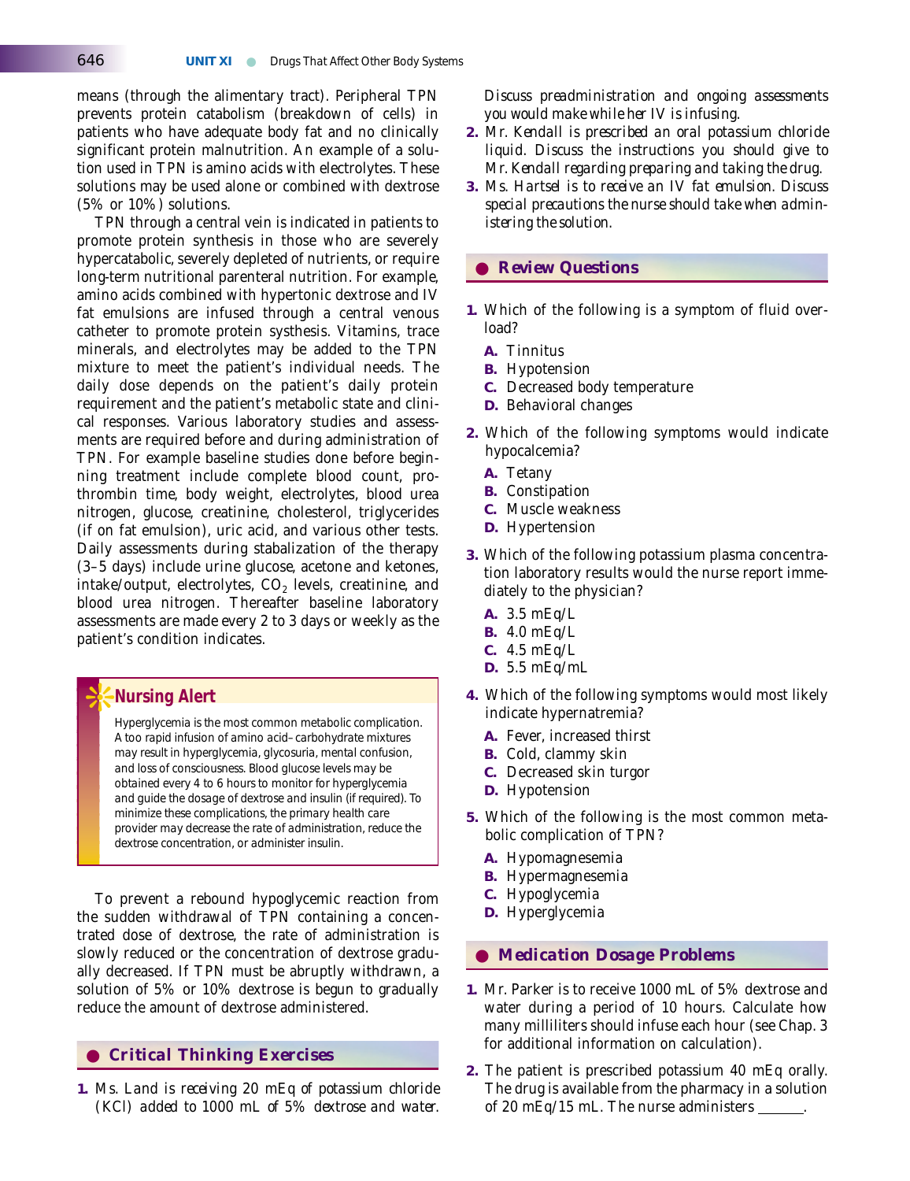means (through the alimentary tract). Peripheral TPN prevents protein catabolism (breakdown of cells) in patients who have adequate body fat and no clinically significant protein malnutrition. An example of a solution used in TPN is amino acids with electrolytes. These solutions may be used alone or combined with dextrose (5% or 10%) solutions.

TPN through a central vein is indicated in patients to promote protein synthesis in those who are severely hypercatabolic, severely depleted of nutrients, or require long-term nutritional parenteral nutrition. For example, amino acids combined with hypertonic dextrose and IV fat emulsions are infused through a central venous catheter to promote protein systhesis. Vitamins, trace minerals, and electrolytes may be added to the TPN mixture to meet the patient's individual needs. The daily dose depends on the patient's daily protein requirement and the patient's metabolic state and clinical responses. Various laboratory studies and assessments are required before and during administration of TPN. For example baseline studies done before beginning treatment include complete blood count, prothrombin time, body weight, electrolytes, blood urea nitrogen, glucose, creatinine, cholesterol, triglycerides (if on fat emulsion), uric acid, and various other tests. Daily assessments during stabalization of the therapy (3–5 days) include urine glucose, acetone and ketones, intake/output, electrolytes, $CO_2$ levels, creatinine, and blood urea nitrogen. Thereafter baseline laboratory assessments are made every 2 to 3 days or weekly as the patient's condition indicates.

**Nursing Alert**

Hyperglycemia is the most common metabolic complication. A too rapid infusion of amino acid–carbohydrate mixtures may result in hyperglycemia, glycosuria, mental confusion, and loss of consciousness. Blood glucose levels may be obtained every 4 to 6 hours to monitor for hyperglycemia and guide the dosage of dextrose and insulin (if required). To minimize these complications, the primary health care provider may decrease the rate of administration, reduce the dextrose concentration, or administer insulin.

To prevent a rebound hypoglycemic reaction from the sudden withdrawal of TPN containing a concentrated dose of dextrose, the rate of administration is slowly reduced or the concentration of dextrose gradually decreased. If TPN must be abruptly withdrawn, a solution of 5% or 10% dextrose is begun to gradually reduce the amount of dextrose administered.

## Critical Thinking Exercises

1. *Ms. Land is receiving 20 mEq of potassium chloride (KCl) added to 1000 mL of 5% dextrose and water. Discuss preadministration and ongoing assessments you would make while her IV is infusing.*
2. *Mr. Kendall is prescribed an oral potassium chloride liquid. Discuss the instructions you should give to Mr. Kendall regarding preparing and taking the drug.*
3. *Ms. Hartsel is to receive an IV fat emulsion. Discuss special precautions the nurse should take when administering the solution.*

## Review Questions

1. Which of the following is a symptom of fluid overload?
   - **A.** Tinnitus
   - **B.** Hypotension
   - **C.** Decreased body temperature
   - **D.** Behavioral changes
2. Which of the following symptoms would indicate hypocalcemia?
   - **A.** Tetany
   - **B.** Constipation
   - **C.** Muscle weakness
   - **D.** Hypertension
3. Which of the following potassium plasma concentration laboratory results would the nurse report immediately to the physician?
   - **A.** 3.5 mEq/L
   - **B.** 4.0 mEq/L
   - **C.** 4.5 mEq/L
   - **D.** 5.5 mEq/mL
4. Which of the following symptoms would most likely indicate hypernatremia?
   - **A.** Fever, increased thirst
   - **B.** Cold, clammy skin
   - **C.** Decreased skin turgor
   - **D.** Hypotension
5. Which of the following is the most common metabolic complication of TPN?
   - **A.** Hypomagnesemia
   - **B.** Hypermagnesemia
   - **C.** Hypoglycemia
   - **D.** Hyperglycemia

## Medication Dosage Problems

1. Mr. Parker is to receive 1000 mL of 5% dextrose and water during a period of 10 hours. Calculate how many milliliters should infuse each hour (see Chap. 3 for additional information on calculation).
2. The patient is prescribed potassium 40 mEq orally. The drug is available from the pharmacy in a solution of 20 mEq/15 mL. The nurse administers ______.